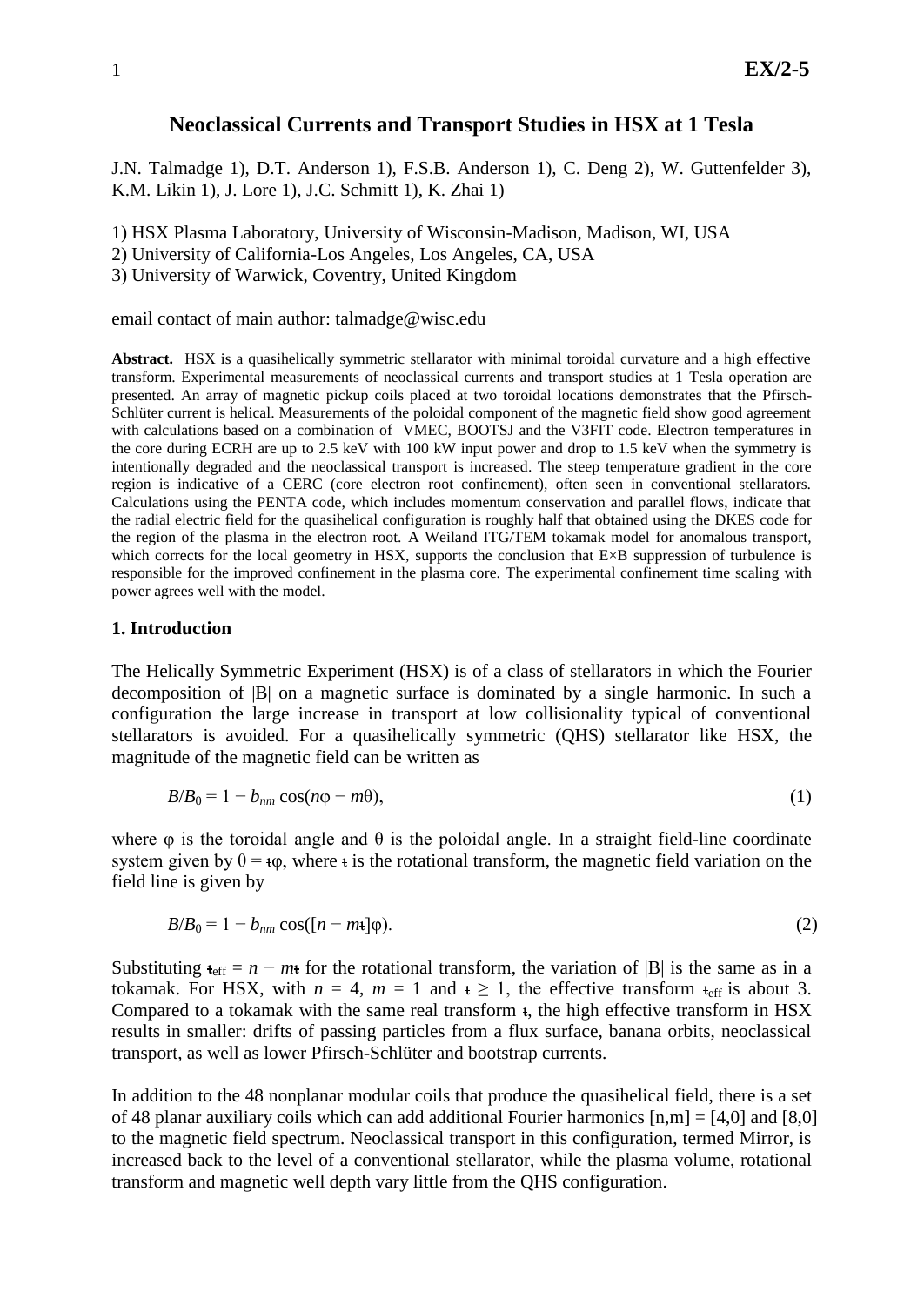# Neoclassical Currents and Transport Studies in HSX at 1 Tesla

J.N. Talmadge 1), D.T. Anderson 1), F.S.B. Anderson 1), C. Deng 2), W. Guttenfelder 3), K.M. Likin 1), J. Lore 1), J.C. Schmitt 1), K. Zhai 1)

1) HSX Plasma Laboratory, University of Wisconsin-Madison, Madison, WI, USA
2) University of California-Los Angeles, Los Angeles, CA, USA
3) University of Warwick, Coventry, United Kingdom

email contact of main author: talmadge@wisc.edu

**Abstract.** HSX is a quasihelically symmetric stellarator with minimal toroidal curvature and a high effective transform. Experimental measurements of neoclassical currents and transport studies at 1 Tesla operation are presented. An array of magnetic pickup coils placed at two toroidal locations demonstrates that the Pfirsch-Schlüter current is helical. Measurements of the poloidal component of the magnetic field show good agreement with calculations based on a combination of VMEC, BOOTSJ and the V3FIT code. Electron temperatures in the core during ECRH are up to 2.5 keV with 100 kW input power and drop to 1.5 keV when the symmetry is intentionally degraded and the neoclassical transport is increased. The steep temperature gradient in the core region is indicative of a CERC (core electron root confinement), often seen in conventional stellarators. Calculations using the PENTA code, which includes momentum conservation and parallel flows, indicate that the radial electric field for the quasihelical configuration is roughly half that obtained using the DKES code for the region of the plasma in the electron root. A Weiland ITG/TEM tokamak model for anomalous transport, which corrects for the local geometry in HSX, supports the conclusion that E×B suppression of turbulence is responsible for the improved confinement in the plasma core. The experimental confinement time scaling with power agrees well with the model.

## 1. Introduction

The Helically Symmetric Experiment (HSX) is of a class of stellarators in which the Fourier decomposition of |B| on a magnetic surface is dominated by a single harmonic. In such a configuration the large increase in transport at low collisionality typical of conventional stellarators is avoided. For a quasihelically symmetric (QHS) stellarator like HSX, the magnitude of the magnetic field can be written as

$$B/B_0 = 1 - b_{nm}\cos(n\varphi - m\theta), \tag{1}$$

where $\varphi$ is the toroidal angle and $\theta$ is the poloidal angle. In a straight field-line coordinate system given by $\theta = ι\varphi$, where $ι$ is the rotational transform, the magnetic field variation on the field line is given by

$$B/B_0 = 1 - b_{nm}\cos([n - mι]\varphi). \tag{2}$$

Substituting $ι_{eff} = n - mι$ for the rotational transform, the variation of |B| is the same as in a tokamak. For HSX, with $n = 4$, $m = 1$ and $ι \geq 1$, the effective transform $ι_{eff}$ is about 3. Compared to a tokamak with the same real transform $ι$, the high effective transform in HSX results in smaller: drifts of passing particles from a flux surface, banana orbits, neoclassical transport, as well as lower Pfirsch-Schlüter and bootstrap currents.

In addition to the 48 nonplanar modular coils that produce the quasihelical field, there is a set of 48 planar auxiliary coils which can add additional Fourier harmonics [n,m] = [4,0] and [8,0] to the magnetic field spectrum. Neoclassical transport in this configuration, termed Mirror, is increased back to the level of a conventional stellarator, while the plasma volume, rotational transform and magnetic well depth vary little from the QHS configuration.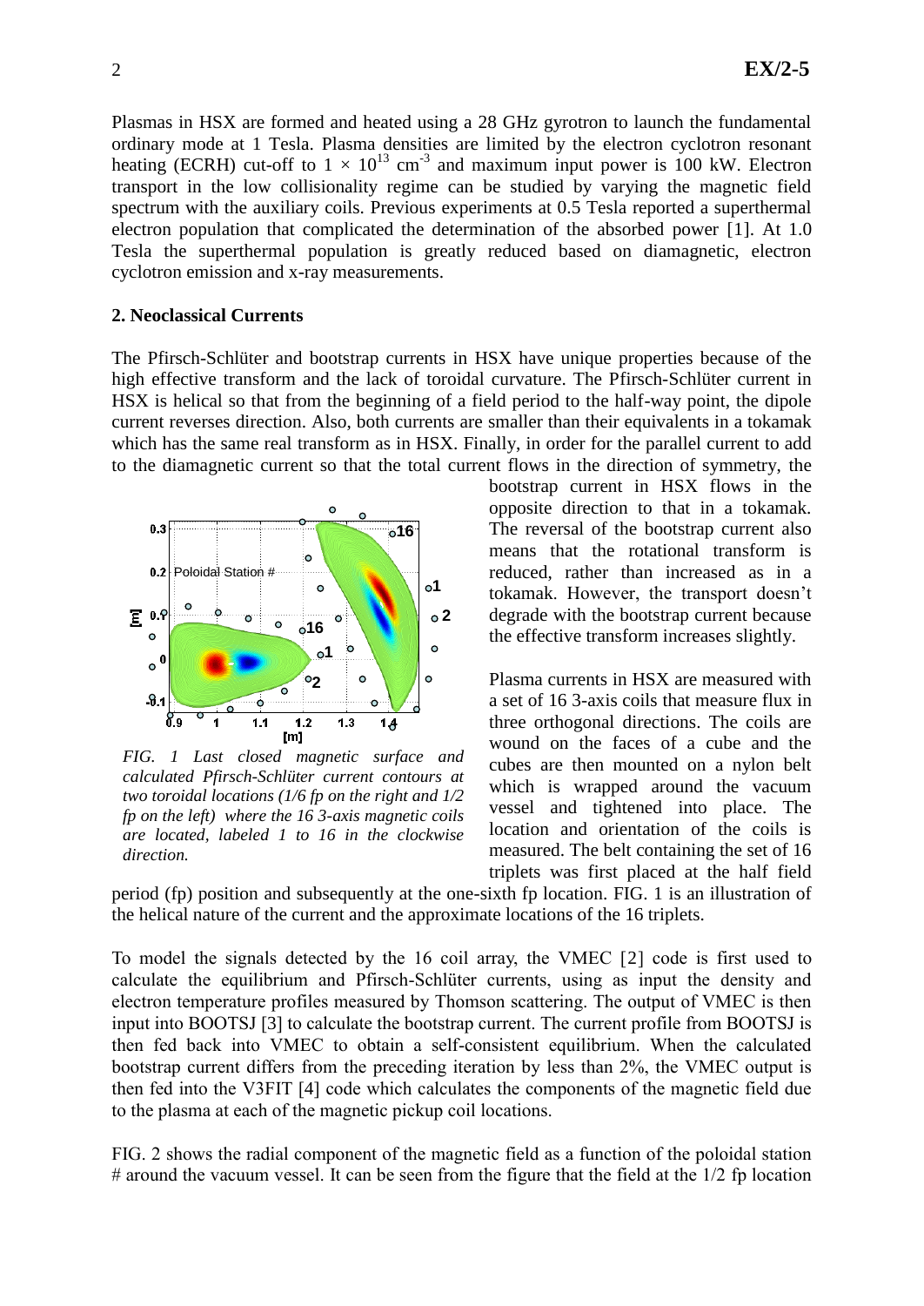Plasmas in HSX are formed and heated using a 28 GHz gyrotron to launch the fundamental ordinary mode at 1 Tesla. Plasma densities are limited by the electron cyclotron resonant heating (ECRH) cut-off to $1 \times 10^{13}$ cm$^{-3}$ and maximum input power is 100 kW. Electron transport in the low collisionality regime can be studied by varying the magnetic field spectrum with the auxiliary coils. Previous experiments at 0.5 Tesla reported a superthermal electron population that complicated the determination of the absorbed power [1]. At 1.0 Tesla the superthermal population is greatly reduced based on diamagnetic, electron cyclotron emission and x-ray measurements.

## 2. Neoclassical Currents

The Pfirsch-Schlüter and bootstrap currents in HSX have unique properties because of the high effective transform and the lack of toroidal curvature. The Pfirsch-Schlüter current in HSX is helical so that from the beginning of a field period to the half-way point, the dipole current reverses direction. Also, both currents are smaller than their equivalents in a tokamak which has the same real transform as in HSX. Finally, in order for the parallel current to add to the diamagnetic current so that the total current flows in the direction of symmetry, the bootstrap current in HSX flows in the opposite direction to that in a tokamak. The reversal of the bootstrap current also means that the rotational transform is reduced, rather than increased as in a tokamak. However, the transport doesn't degrade with the bootstrap current because the effective transform increases slightly.

*FIG. 1 Last closed magnetic surface and calculated Pfirsch-Schlüter current contours at two toroidal locations (1/6 fp on the right and 1/2 fp on the left) where the 16 3-axis magnetic coils are located, labeled 1 to 16 in the clockwise direction.*

Plasma currents in HSX are measured with a set of 16 3-axis coils that measure flux in three orthogonal directions. The coils are wound on the faces of a cube and the cubes are then mounted on a nylon belt which is wrapped around the vacuum vessel and tightened into place. The location and orientation of the coils is measured. The belt containing the set of 16 triplets was first placed at the half field period (fp) position and subsequently at the one-sixth fp location. FIG. 1 is an illustration of the helical nature of the current and the approximate locations of the 16 triplets.

To model the signals detected by the 16 coil array, the VMEC [2] code is first used to calculate the equilibrium and Pfirsch-Schlüter currents, using as input the density and electron temperature profiles measured by Thomson scattering. The output of VMEC is then input into BOOTSJ [3] to calculate the bootstrap current. The current profile from BOOTSJ is then fed back into VMEC to obtain a self-consistent equilibrium. When the calculated bootstrap current differs from the preceding iteration by less than 2%, the VMEC output is then fed into the V3FIT [4] code which calculates the components of the magnetic field due to the plasma at each of the magnetic pickup coil locations.

FIG. 2 shows the radial component of the magnetic field as a function of the poloidal station # around the vacuum vessel. It can be seen from the figure that the field at the 1/2 fp location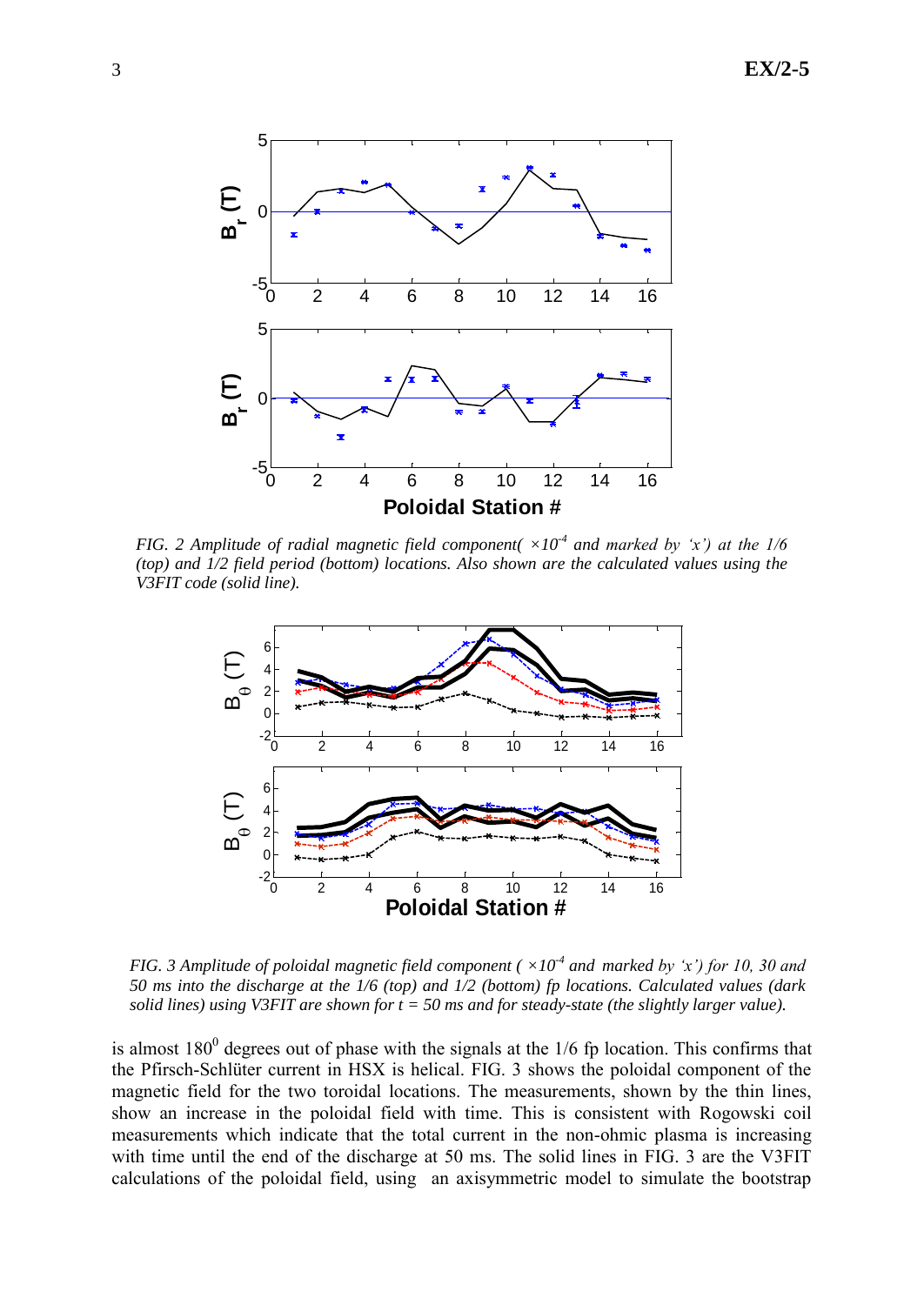FIG. 2 *Amplitude of radial magnetic field component( $\times 10^{-4}$ and marked by 'x') at the 1/6 (top) and 1/2 field period (bottom) locations. Also shown are the calculated values using the V3FIT code (solid line).*

FIG. 3 *Amplitude of poloidal magnetic field component ( $\times 10^{-4}$ and marked by 'x') for 10, 30 and 50 ms into the discharge at the 1/6 (top) and 1/2 (bottom) fp locations. Calculated values (dark solid lines) using V3FIT are shown for t = 50 ms and for steady-state (the slightly larger value).*

is almost $180^0$ degrees out of phase with the signals at the 1/6 fp location. This confirms that the Pfirsch-Schlüter current in HSX is helical. FIG. 3 shows the poloidal component of the magnetic field for the two toroidal locations. The measurements, shown by the thin lines, show an increase in the poloidal field with time. This is consistent with Rogowski coil measurements which indicate that the total current in the non-ohmic plasma is increasing with time until the end of the discharge at 50 ms. The solid lines in FIG. 3 are the V3FIT calculations of the poloidal field, using an axisymmetric model to simulate the bootstrap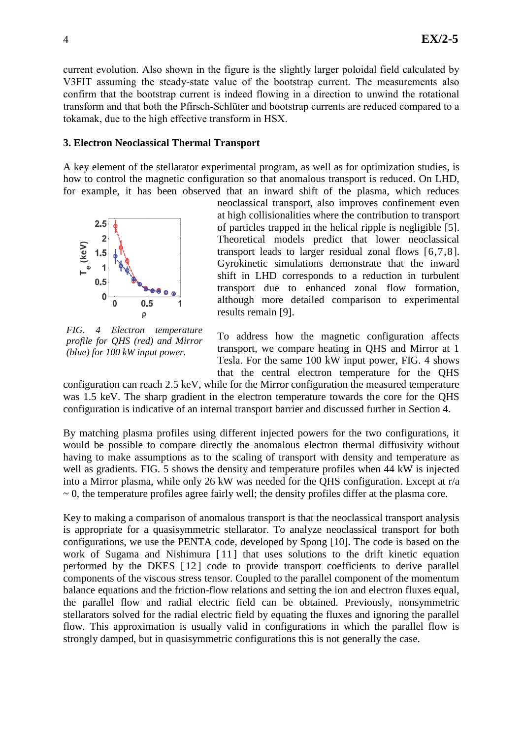current evolution. Also shown in the figure is the slightly larger poloidal field calculated by V3FIT assuming the steady-state value of the bootstrap current. The measurements also confirm that the bootstrap current is indeed flowing in a direction to unwind the rotational transform and that both the Pfirsch-Schlüter and bootstrap currents are reduced compared to a tokamak, due to the high effective transform in HSX.

### 3. Electron Neoclassical Thermal Transport

A key element of the stellarator experimental program, as well as for optimization studies, is how to control the magnetic configuration so that anomalous transport is reduced. On LHD, for example, it has been observed that an inward shift of the plasma, which reduces neoclassical transport, also improves confinement even at high collisionalities where the contribution to transport of particles trapped in the helical ripple is negligible [5]. Theoretical models predict that lower neoclassical transport leads to larger residual zonal flows [6,7,8]. Gyrokinetic simulations demonstrate that the inward shift in LHD corresponds to a reduction in turbulent transport due to enhanced zonal flow formation, although more detailed comparison to experimental results remain [9].

*FIG. 4 Electron temperature profile for QHS (red) and Mirror (blue) for 100 kW input power.*

To address how the magnetic configuration affects transport, we compare heating in QHS and Mirror at 1 Tesla. For the same 100 kW input power, FIG. 4 shows that the central electron temperature for the QHS configuration can reach 2.5 keV, while for the Mirror configuration the measured temperature was 1.5 keV. The sharp gradient in the electron temperature towards the core for the QHS configuration is indicative of an internal transport barrier and discussed further in Section 4.

By matching plasma profiles using different injected powers for the two configurations, it would be possible to compare directly the anomalous electron thermal diffusivity without having to make assumptions as to the scaling of transport with density and temperature as well as gradients. FIG. 5 shows the density and temperature profiles when 44 kW is injected into a Mirror plasma, while only 26 kW was needed for the QHS configuration. Except at $r/a \sim 0$, the temperature profiles agree fairly well; the density profiles differ at the plasma core.

Key to making a comparison of anomalous transport is that the neoclassical transport analysis is appropriate for a quasisymmetric stellarator. To analyze neoclassical transport for both configurations, we use the PENTA code, developed by Spong [10]. The code is based on the work of Sugama and Nishimura [11] that uses solutions to the drift kinetic equation performed by the DKES [12] code to provide transport coefficients to derive parallel components of the viscous stress tensor. Coupled to the parallel component of the momentum balance equations and the friction-flow relations and setting the ion and electron fluxes equal, the parallel flow and radial electric field can be obtained. Previously, nonsymmetric stellarators solved for the radial electric field by equating the fluxes and ignoring the parallel flow. This approximation is usually valid in configurations in which the parallel flow is strongly damped, but in quasisymmetric configurations this is not generally the case.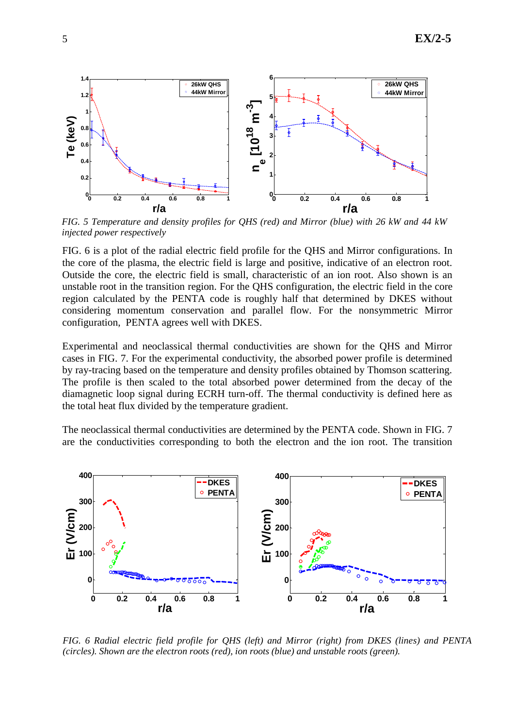FIG. 5 Temperature and density profiles for QHS (red) and Mirror (blue) with 26 kW and 44 kW injected power respectively

FIG. 6 is a plot of the radial electric field profile for the QHS and Mirror configurations. In the core of the plasma, the electric field is large and positive, indicative of an electron root. Outside the core, the electric field is small, characteristic of an ion root. Also shown is an unstable root in the transition region. For the QHS configuration, the electric field in the core region calculated by the PENTA code is roughly half that determined by DKES without considering momentum conservation and parallel flow. For the nonsymmetric Mirror configuration, PENTA agrees well with DKES.

Experimental and neoclassical thermal conductivities are shown for the QHS and Mirror cases in FIG. 7. For the experimental conductivity, the absorbed power profile is determined by ray-tracing based on the temperature and density profiles obtained by Thomson scattering. The profile is then scaled to the total absorbed power determined from the decay of the diamagnetic loop signal during ECRH turn-off. The thermal conductivity is defined here as the total heat flux divided by the temperature gradient.

The neoclassical thermal conductivities are determined by the PENTA code. Shown in FIG. 7 are the conductivities corresponding to both the electron and the ion root. The transition

FIG. 6 Radial electric field profile for QHS (left) and Mirror (right) from DKES (lines) and PENTA (circles). Shown are the electron roots (red), ion roots (blue) and unstable roots (green).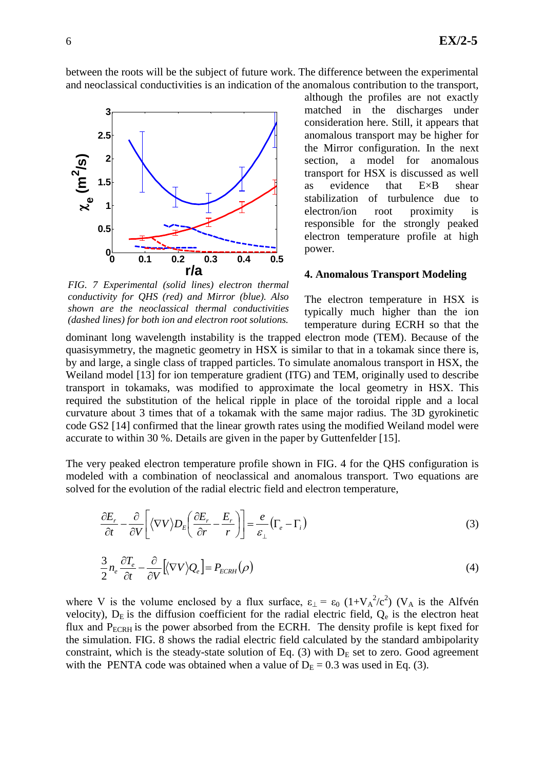between the roots will be the subject of future work. The difference between the experimental and neoclassical conductivities is an indication of the anomalous contribution to the transport, although the profiles are not exactly matched in the discharges under consideration here. Still, it appears that anomalous transport may be higher for the Mirror configuration. In the next section, a model for anomalous transport for HSX is discussed as well as evidence that E×B shear stabilization of turbulence due to electron/ion root proximity is responsible for the strongly peaked electron temperature profile at high power.

*FIG. 7 Experimental (solid lines) electron thermal conductivity for QHS (red) and Mirror (blue). Also shown are the neoclassical thermal conductivities (dashed lines) for both ion and electron root solutions.*

## 4. Anomalous Transport Modeling

The electron temperature in HSX is typically much higher than the ion temperature during ECRH so that the dominant long wavelength instability is the trapped electron mode (TEM). Because of the quasisymmetry, the magnetic geometry in HSX is similar to that in a tokamak since there is, by and large, a single class of trapped particles. To simulate anomalous transport in HSX, the Weiland model [13] for ion temperature gradient (ITG) and TEM, originally used to describe transport in tokamaks, was modified to approximate the local geometry in HSX. This required the substitution of the helical ripple in place of the toroidal ripple and a local curvature about 3 times that of a tokamak with the same major radius. The 3D gyrokinetic code GS2 [14] confirmed that the linear growth rates using the modified Weiland model were accurate to within 30 %. Details are given in the paper by Guttenfelder [15].

The very peaked electron temperature profile shown in FIG. 4 for the QHS configuration is modeled with a combination of neoclassical and anomalous transport. Two equations are solved for the evolution of the radial electric field and electron temperature,

$$\frac{\partial E_r}{\partial t} - \frac{\partial}{\partial V}\left[\langle \nabla V \rangle D_E \left(\frac{\partial E_r}{\partial r} - \frac{E_r}{r}\right)\right] = \frac{e}{\varepsilon_\perp}\left(\Gamma_e - \Gamma_i\right) \tag{3}$$

$$\frac{3}{2} n_e \frac{\partial T_e}{\partial t} - \frac{\partial}{\partial V}\left[\langle \nabla V \rangle Q_e\right] = P_{ECRH}(\rho) \tag{4}$$

where V is the volume enclosed by a flux surface, $\varepsilon_\perp = \varepsilon_0\,(1+V_A^2/c^2)$ ($V_A$ is the Alfvén velocity), $D_E$ is the diffusion coefficient for the radial electric field, $Q_e$ is the electron heat flux and $P_{ECRH}$ is the power absorbed from the ECRH. The density profile is kept fixed for the simulation. FIG. 8 shows the radial electric field calculated by the standard ambipolarity constraint, which is the steady-state solution of Eq. (3) with $D_E$ set to zero. Good agreement with the PENTA code was obtained when a value of $D_E = 0.3$ was used in Eq. (3).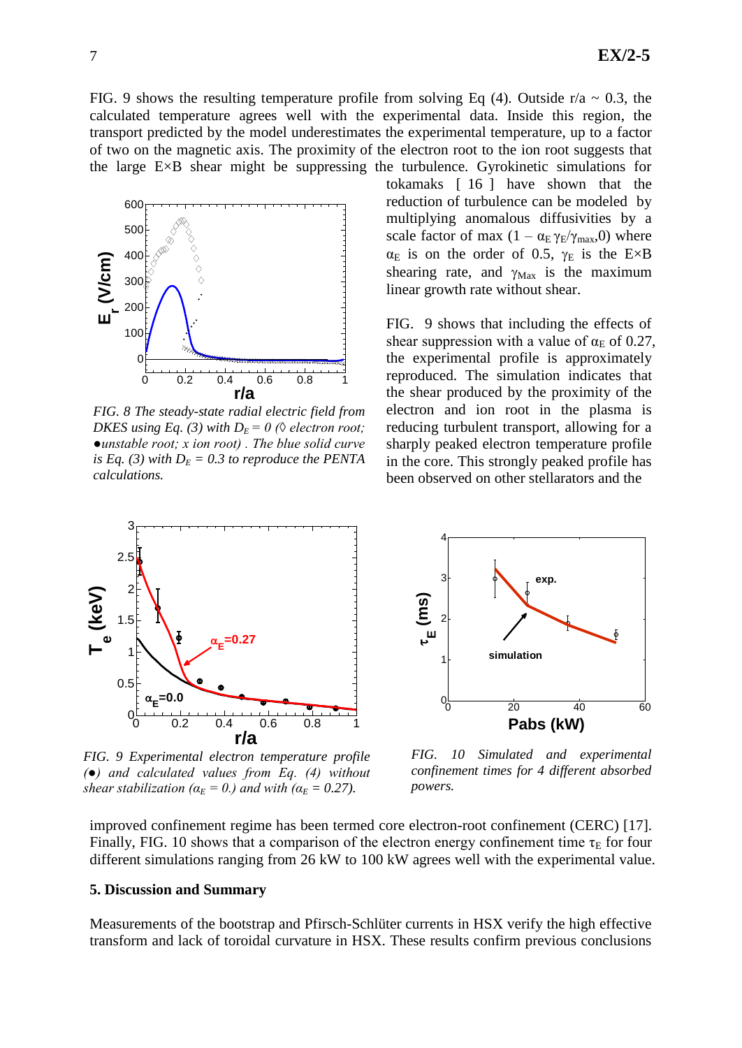FIG. 9 shows the resulting temperature profile from solving Eq (4). Outside r/a ~ 0.3, the calculated temperature agrees well with the experimental data. Inside this region, the transport predicted by the model underestimates the experimental temperature, up to a factor of two on the magnetic axis. The proximity of the electron root to the ion root suggests that the large E×B shear might be suppressing the turbulence. Gyrokinetic simulations for tokamaks [16] have shown that the reduction of turbulence can be modeled by multiplying anomalous diffusivities by a scale factor of max $(1 - \alpha_E \gamma_E/\gamma_{max}, 0)$ where $\alpha_E$ is on the order of 0.5, $\gamma_E$ is the E×B shearing rate, and $\gamma_{Max}$ is the maximum linear growth rate without shear.

*FIG. 8 The steady-state radial electric field from DKES using Eq. (3) with $D_E = 0$ (◊ electron root; ●unstable root; x ion root). The blue solid curve is Eq. (3) with $D_E = 0.3$ to reproduce the PENTA calculations.*

FIG. 9 shows that including the effects of shear suppression with a value of $\alpha_E$ of 0.27, the experimental profile is approximately reproduced. The simulation indicates that the shear produced by the proximity of the electron and ion root in the plasma is reducing turbulent transport, allowing for a sharply peaked electron temperature profile in the core. This strongly peaked profile has been observed on other stellarators and the improved confinement regime has been termed core electron-root confinement (CERC) [17]. Finally, FIG. 10 shows that a comparison of the electron energy confinement time $\tau_E$ for four different simulations ranging from 26 kW to 100 kW agrees well with the experimental value.

*FIG. 9 Experimental electron temperature profile (●) and calculated values from Eq. (4) without shear stabilization ($\alpha_E = 0.$) and with ($\alpha_E = 0.27$).*

*FIG. 10 Simulated and experimental confinement times for 4 different absorbed powers.*

## 5. Discussion and Summary

Measurements of the bootstrap and Pfirsch-Schlüter currents in HSX verify the high effective transform and lack of toroidal curvature in HSX. These results confirm previous conclusions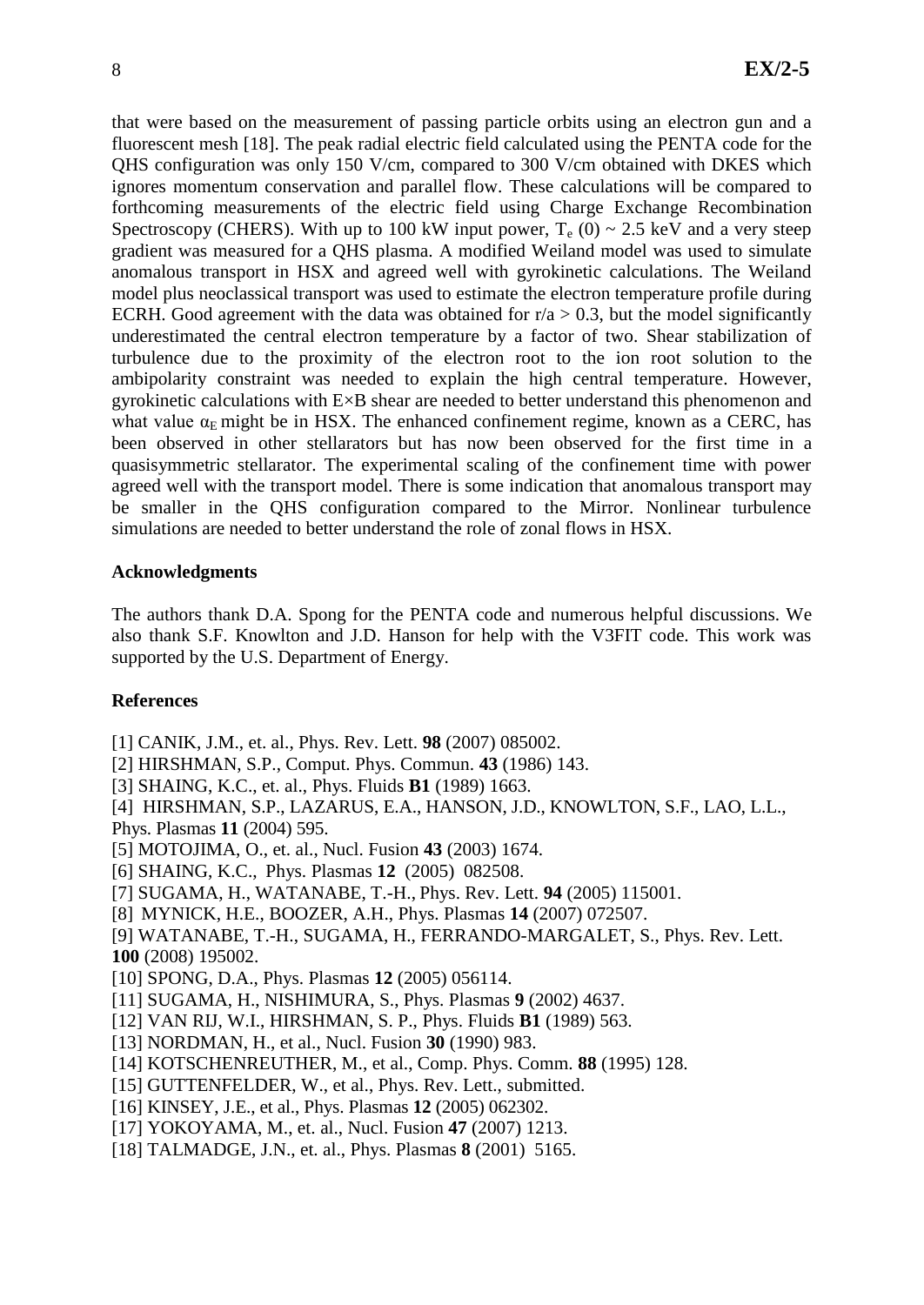that were based on the measurement of passing particle orbits using an electron gun and a fluorescent mesh [18]. The peak radial electric field calculated using the PENTA code for the QHS configuration was only 150 V/cm, compared to 300 V/cm obtained with DKES which ignores momentum conservation and parallel flow. These calculations will be compared to forthcoming measurements of the electric field using Charge Exchange Recombination Spectroscopy (CHERS). With up to 100 kW input power, $T_e\,(0) \sim 2.5$ keV and a very steep gradient was measured for a QHS plasma. A modified Weiland model was used to simulate anomalous transport in HSX and agreed well with gyrokinetic calculations. The Weiland model plus neoclassical transport was used to estimate the electron temperature profile during ECRH. Good agreement with the data was obtained for $r/a > 0.3$, but the model significantly underestimated the central electron temperature by a factor of two. Shear stabilization of turbulence due to the proximity of the electron root to the ion root solution to the ambipolarity constraint was needed to explain the high central temperature. However, gyrokinetic calculations with E×B shear are needed to better understand this phenomenon and what value $\alpha_E$ might be in HSX. The enhanced confinement regime, known as a CERC, has been observed in other stellarators but has now been observed for the first time in a quasisymmetric stellarator. The experimental scaling of the confinement time with power agreed well with the transport model. There is some indication that anomalous transport may be smaller in the QHS configuration compared to the Mirror. Nonlinear turbulence simulations are needed to better understand the role of zonal flows in HSX.

## Acknowledgments

The authors thank D.A. Spong for the PENTA code and numerous helpful discussions. We also thank S.F. Knowlton and J.D. Hanson for help with the V3FIT code. This work was supported by the U.S. Department of Energy.

## References

[1] CANIK, J.M., et. al., Phys. Rev. Lett. **98** (2007) 085002.
[2] HIRSHMAN, S.P., Comput. Phys. Commun. **43** (1986) 143.
[3] SHAING, K.C., et. al., Phys. Fluids **B1** (1989) 1663.
[4] HIRSHMAN, S.P., LAZARUS, E.A., HANSON, J.D., KNOWLTON, S.F., LAO, L.L., Phys. Plasmas **11** (2004) 595.
[5] MOTOJIMA, O., et. al., Nucl. Fusion **43** (2003) 1674.
[6] SHAING, K.C., Phys. Plasmas **12** (2005) 082508.
[7] SUGAMA, H., WATANABE, T.-H., Phys. Rev. Lett. **94** (2005) 115001.
[8] MYNICK, H.E., BOOZER, A.H., Phys. Plasmas **14** (2007) 072507.
[9] WATANABE, T.-H., SUGAMA, H., FERRANDO-MARGALET, S., Phys. Rev. Lett. **100** (2008) 195002.
[10] SPONG, D.A., Phys. Plasmas **12** (2005) 056114.
[11] SUGAMA, H., NISHIMURA, S., Phys. Plasmas **9** (2002) 4637.
[12] VAN RIJ, W.I., HIRSHMAN, S. P., Phys. Fluids **B1** (1989) 563.
[13] NORDMAN, H., et al., Nucl. Fusion **30** (1990) 983.
[14] KOTSCHENREUTHER, M., et al., Comp. Phys. Comm. **88** (1995) 128.
[15] GUTTENFELDER, W., et al., Phys. Rev. Lett., submitted.
[16] KINSEY, J.E., et al., Phys. Plasmas **12** (2005) 062302.
[17] YOKOYAMA, M., et. al., Nucl. Fusion **47** (2007) 1213.
[18] TALMADGE, J.N., et. al., Phys. Plasmas **8** (2001) 5165.